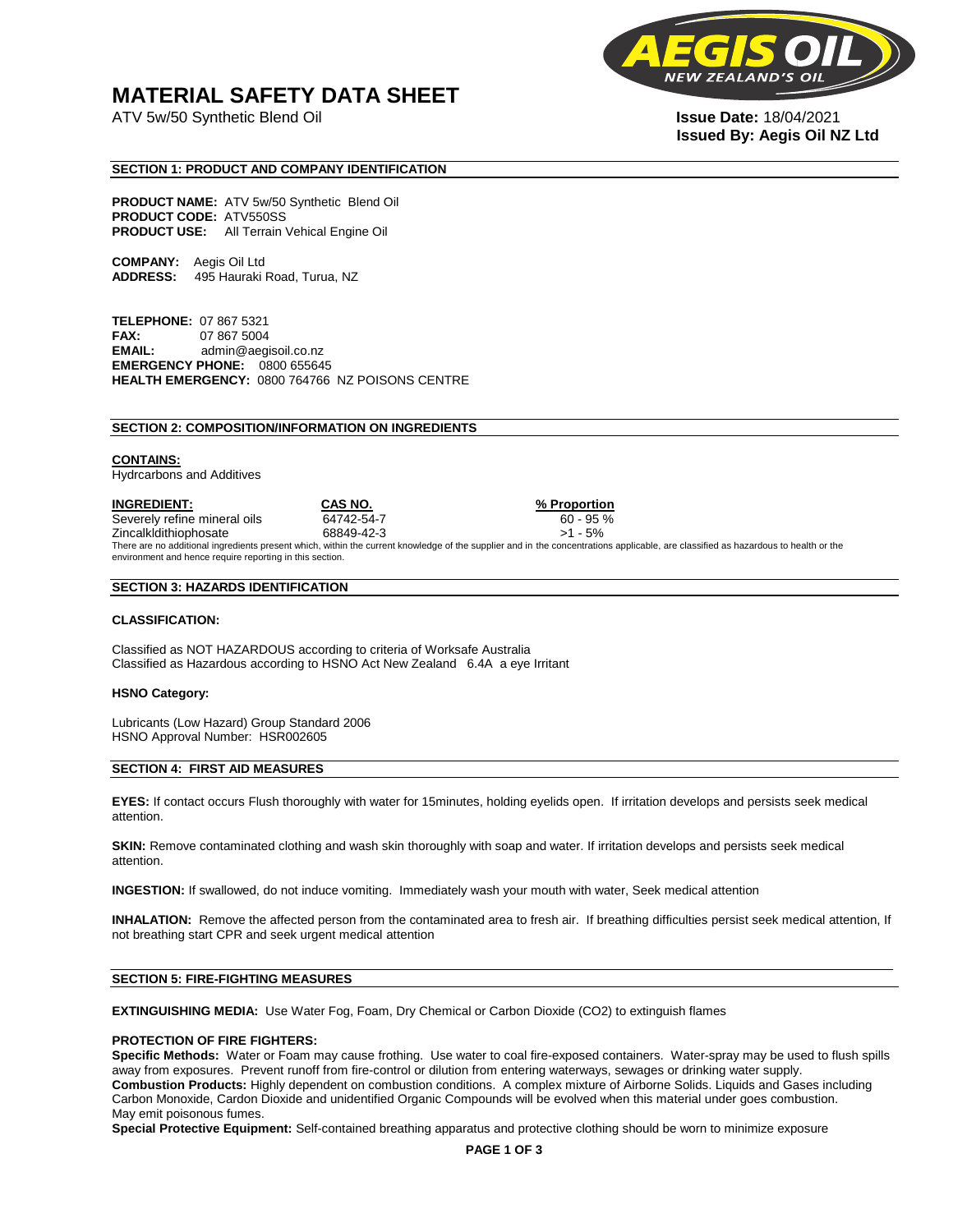# MATERIAL SAFETY DATA SHEET

ATV 5w/50 Synthetic Blend Oil

**Issue Date:** 18/04/2021
**Issued By: Aegis Oil NZ Ltd**

## SECTION 1: PRODUCT AND COMPANY IDENTIFICATION

**PRODUCT NAME:** ATV 5w/50 Synthetic Blend Oil
**PRODUCT CODE:** ATV550SS
**PRODUCT USE:** All Terrain Vehical Engine Oil

**COMPANY:** Aegis Oil Ltd
**ADDRESS:** 495 Hauraki Road, Turua, NZ

**TELEPHONE:** 07 867 5321
**FAX:** 07 867 5004
**EMAIL:** admin@aegisoil.co.nz
**EMERGENCY PHONE:** 0800 655645
**HEALTH EMERGENCY:** 0800 764766 NZ POISONS CENTRE

## SECTION 2: COMPOSITION/INFORMATION ON INGREDIENTS

**CONTAINS:**
Hydrcarbons and Additives

| INGREDIENT: | CAS NO. | % Proportion |
|---|---|---|
| Severely refine mineral oils | 64742-54-7 | 60 - 95 % |
| Zincalkldithiophosate | 68849-42-3 | >1 - 5% |

There are no additional ingredients present which, within the current knowledge of the supplier and in the concentrations applicable, are classified as hazardous to health or the environment and hence require reporting in this section.

## SECTION 3: HAZARDS IDENTIFICATION

**CLASSIFICATION:**

Classified as NOT HAZARDOUS according to criteria of Worksafe Australia
Classified as Hazardous according to HSNO Act New Zealand 6.4A a eye Irritant

**HSNO Category:**

Lubricants (Low Hazard) Group Standard 2006
HSNO Approval Number: HSR002605

## SECTION 4: FIRST AID MEASURES

**EYES:** If contact occurs Flush thoroughly with water for 15minutes, holding eyelids open. If irritation develops and persists seek medical attention.

**SKIN:** Remove contaminated clothing and wash skin thoroughly with soap and water. If irritation develops and persists seek medical attention.

**INGESTION:** If swallowed, do not induce vomiting. Immediately wash your mouth with water, Seek medical attention

**INHALATION:** Remove the affected person from the contaminated area to fresh air. If breathing difficulties persist seek medical attention, If not breathing start CPR and seek urgent medical attention

## SECTION 5: FIRE-FIGHTING MEASURES

**EXTINGUISHING MEDIA:** Use Water Fog, Foam, Dry Chemical or Carbon Dioxide ($CO_2$) to extinguish flames

**PROTECTION OF FIRE FIGHTERS:**
**Specific Methods:** Water or Foam may cause frothing. Use water to coal fire-exposed containers. Water-spray may be used to flush spills away from exposures. Prevent runoff from fire-control or dilution from entering waterways, sewages or drinking water supply.
**Combustion Products:** Highly dependent on combustion conditions. A complex mixture of Airborne Solids. Liquids and Gases including Carbon Monoxide, Cardon Dioxide and unidentified Organic Compounds will be evolved when this material under goes combustion. May emit poisonous fumes.
**Special Protective Equipment:** Self-contained breathing apparatus and protective clothing should be worn to minimize exposure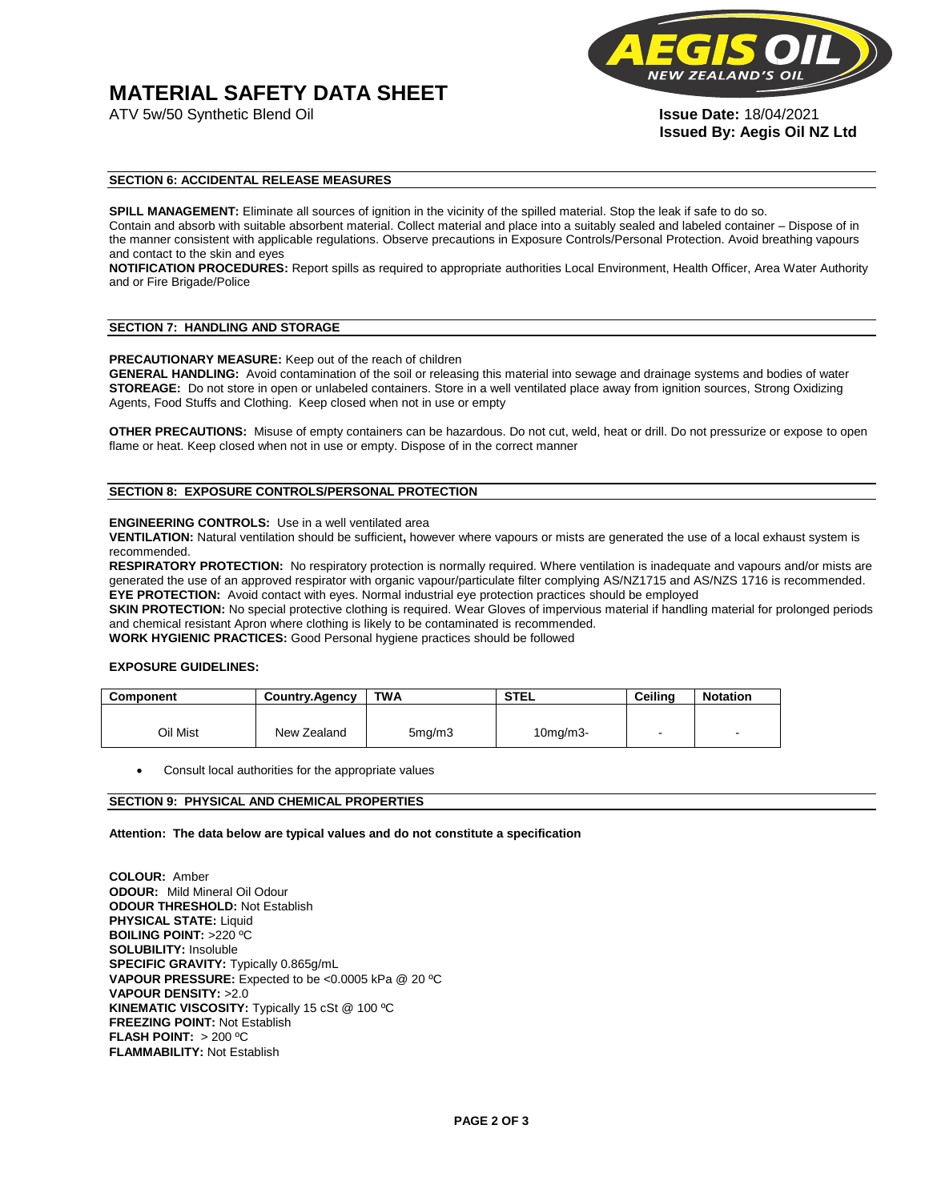# MATERIAL SAFETY DATA SHEET

ATV 5w/50 Synthetic Blend Oil

**Issue Date:** 18/04/2021
**Issued By: Aegis Oil NZ Ltd**

## SECTION 6: ACCIDENTAL RELEASE MEASURES

**SPILL MANAGEMENT:** Eliminate all sources of ignition in the vicinity of the spilled material. Stop the leak if safe to do so. Contain and absorb with suitable absorbent material. Collect material and place into a suitably sealed and labeled container – Dispose of in the manner consistent with applicable regulations. Observe precautions in Exposure Controls/Personal Protection. Avoid breathing vapours and contact to the skin and eyes

**NOTIFICATION PROCEDURES:** Report spills as required to appropriate authorities Local Environment, Health Officer, Area Water Authority and or Fire Brigade/Police

## SECTION 7: HANDLING AND STORAGE

**PRECAUTIONARY MEASURE:** Keep out of the reach of children

**GENERAL HANDLING:** Avoid contamination of the soil or releasing this material into sewage and drainage systems and bodies of water

**STOREAGE:** Do not store in open or unlabeled containers. Store in a well ventilated place away from ignition sources, Strong Oxidizing Agents, Food Stuffs and Clothing. Keep closed when not in use or empty

**OTHER PRECAUTIONS:** Misuse of empty containers can be hazardous. Do not cut, weld, heat or drill. Do not pressurize or expose to open flame or heat. Keep closed when not in use or empty. Dispose of in the correct manner

## SECTION 8: EXPOSURE CONTROLS/PERSONAL PROTECTION

**ENGINEERING CONTROLS:** Use in a well ventilated area

**VENTILATION:** Natural ventilation should be sufficient**,** however where vapours or mists are generated the use of a local exhaust system is recommended.

**RESPIRATORY PROTECTION:** No respiratory protection is normally required. Where ventilation is inadequate and vapours and/or mists are generated the use of an approved respirator with organic vapour/particulate filter complying AS/NZ1715 and AS/NZS 1716 is recommended.

**EYE PROTECTION:** Avoid contact with eyes. Normal industrial eye protection practices should be employed

**SKIN PROTECTION:** No special protective clothing is required. Wear Gloves of impervious material if handling material for prolonged periods and chemical resistant Apron where clothing is likely to be contaminated is recommended.

**WORK HYGIENIC PRACTICES:** Good Personal hygiene practices should be followed

**EXPOSURE GUIDELINES:**

| Component | Country.Agency | TWA | STEL | Ceiling | Notation |
|---|---|---|---|---|---|
| Oil Mist | New Zealand | 5mg/m3 | 10mg/m3- | - | - |

- Consult local authorities for the appropriate values

## SECTION 9: PHYSICAL AND CHEMICAL PROPERTIES

**Attention: The data below are typical values and do not constitute a specification**

**COLOUR:** Amber
**ODOUR:** Mild Mineral Oil Odour
**ODOUR THRESHOLD:** Not Establish
**PHYSICAL STATE:** Liquid
**BOILING POINT:** >220 ºC
**SOLUBILITY:** Insoluble
**SPECIFIC GRAVITY:** Typically 0.865g/mL
**VAPOUR PRESSURE:** Expected to be <0.0005 kPa @ 20 ºC
**VAPOUR DENSITY:** >2.0
**KINEMATIC VISCOSITY:** Typically 15 cSt @ 100 ºC
**FREEZING POINT:** Not Establish
**FLASH POINT:** > 200 ºC
**FLAMMABILITY:** Not Establish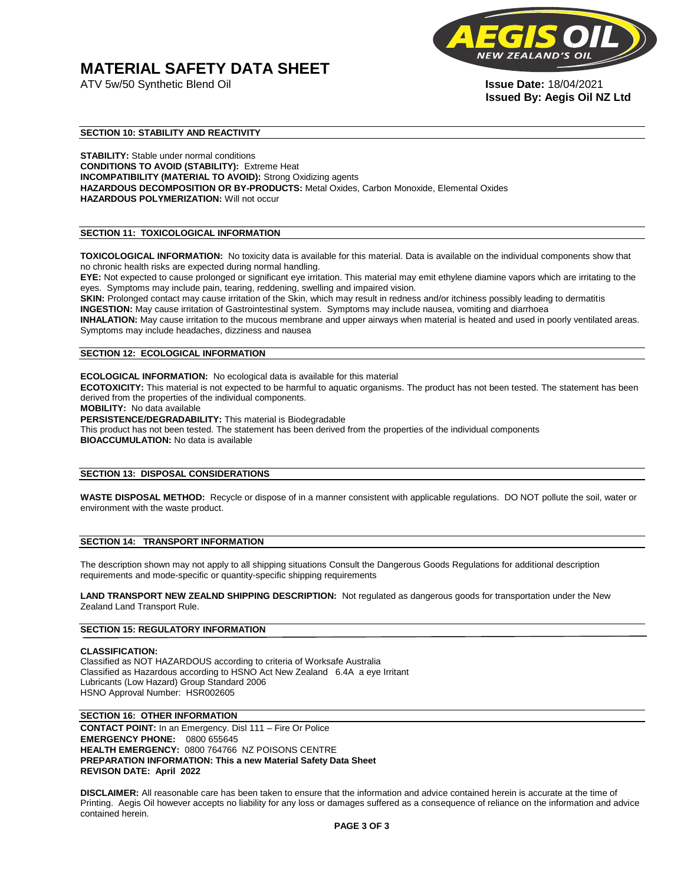# MATERIAL SAFETY DATA SHEET

ATV 5w/50 Synthetic Blend Oil

**Issue Date:** 18/04/2021
**Issued By: Aegis Oil NZ Ltd**

## SECTION 10: STABILITY AND REACTIVITY

**STABILITY:** Stable under normal conditions
**CONDITIONS TO AVOID (STABILITY):** Extreme Heat
**INCOMPATIBILITY (MATERIAL TO AVOID):** Strong Oxidizing agents
**HAZARDOUS DECOMPOSITION OR BY-PRODUCTS:** Metal Oxides, Carbon Monoxide, Elemental Oxides
**HAZARDOUS POLYMERIZATION:** Will not occur

## SECTION 11: TOXICOLOGICAL INFORMATION

**TOXICOLOGICAL INFORMATION:** No toxicity data is available for this material. Data is available on the individual components show that no chronic health risks are expected during normal handling.
**EYE:** Not expected to cause prolonged or significant eye irritation. This material may emit ethylene diamine vapors which are irritating to the eyes. Symptoms may include pain, tearing, reddening, swelling and impaired vision.
**SKIN:** Prolonged contact may cause irritation of the Skin, which may result in redness and/or itchiness possibly leading to dermatitis
**INGESTION:** May cause irritation of Gastrointestinal system. Symptoms may include nausea, vomiting and diarrhoea
**INHALATION:** May cause irritation to the mucous membrane and upper airways when material is heated and used in poorly ventilated areas. Symptoms may include headaches, dizziness and nausea

## SECTION 12: ECOLOGICAL INFORMATION

**ECOLOGICAL INFORMATION:** No ecological data is available for this material
**ECOTOXICITY:** This material is not expected to be harmful to aquatic organisms. The product has not been tested. The statement has been derived from the properties of the individual components.
**MOBILITY:** No data available
**PERSISTENCE/DEGRADABILITY:** This material is Biodegradable
This product has not been tested. The statement has been derived from the properties of the individual components
**BIOACCUMULATION:** No data is available

## SECTION 13: DISPOSAL CONSIDERATIONS

**WASTE DISPOSAL METHOD:** Recycle or dispose of in a manner consistent with applicable regulations. DO NOT pollute the soil, water or environment with the waste product.

## SECTION 14: TRANSPORT INFORMATION

The description shown may not apply to all shipping situations Consult the Dangerous Goods Regulations for additional description requirements and mode-specific or quantity-specific shipping requirements

**LAND TRANSPORT NEW ZEALND SHIPPING DESCRIPTION:** Not regulated as dangerous goods for transportation under the New Zealand Land Transport Rule.

## SECTION 15: REGULATORY INFORMATION

**CLASSIFICATION:**
Classified as NOT HAZARDOUS according to criteria of Worksafe Australia
Classified as Hazardous according to HSNO Act New Zealand 6.4A a eye Irritant
Lubricants (Low Hazard) Group Standard 2006
HSNO Approval Number: HSR002605

## SECTION 16: OTHER INFORMATION

**CONTACT POINT:** In an Emergency. Disl 111 – Fire Or Police
**EMERGENCY PHONE:** 0800 655645
**HEALTH EMERGENCY:** 0800 764766 NZ POISONS CENTRE
**PREPARATION INFORMATION: This a new Material Safety Data Sheet**
**REVISON DATE: April 2022**

**DISCLAIMER:** All reasonable care has been taken to ensure that the information and advice contained herein is accurate at the time of Printing. Aegis Oil however accepts no liability for any loss or damages suffered as a consequence of reliance on the information and advice contained herein.